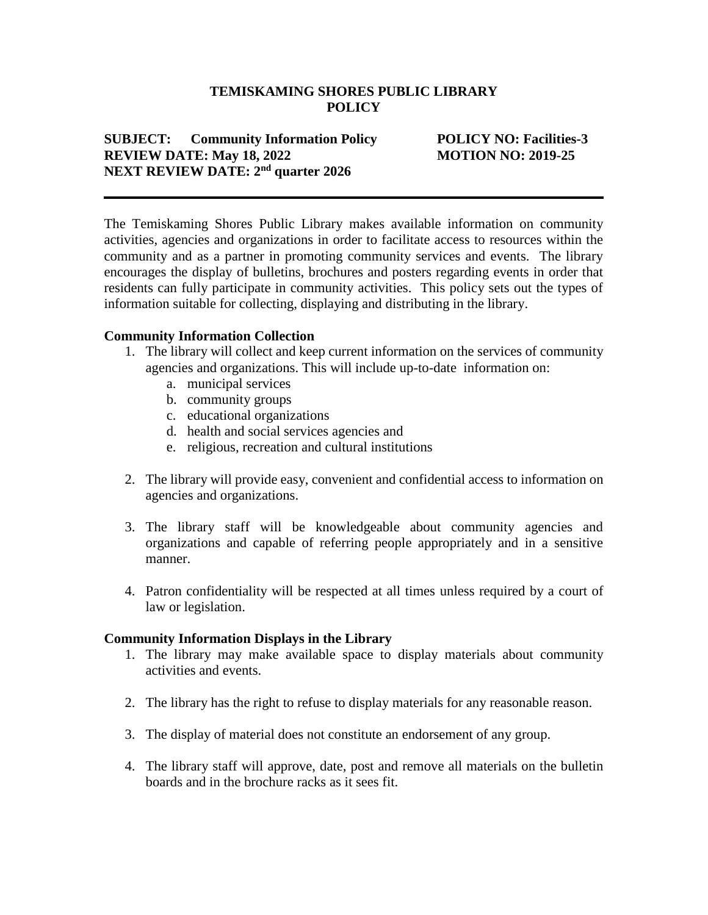# TEMISKAMING SHORES PUBLIC LIBRARY
# POLICY

**SUBJECT: Community Information Policy** **POLICY NO: Facilities-3**
**REVIEW DATE: May 18, 2022** **MOTION NO: 2019-25**
**NEXT REVIEW DATE: 2nd quarter 2026**

---

The Temiskaming Shores Public Library makes available information on community activities, agencies and organizations in order to facilitate access to resources within the community and as a partner in promoting community services and events. The library encourages the display of bulletins, brochures and posters regarding events in order that residents can fully participate in community activities. This policy sets out the types of information suitable for collecting, displaying and distributing in the library.

### Community Information Collection

1. The library will collect and keep current information on the services of community agencies and organizations. This will include up-to-date information on:
   a. municipal services
   b. community groups
   c. educational organizations
   d. health and social services agencies and
   e. religious, recreation and cultural institutions

2. The library will provide easy, convenient and confidential access to information on agencies and organizations.

3. The library staff will be knowledgeable about community agencies and organizations and capable of referring people appropriately and in a sensitive manner.

4. Patron confidentiality will be respected at all times unless required by a court of law or legislation.

### Community Information Displays in the Library

1. The library may make available space to display materials about community activities and events.

2. The library has the right to refuse to display materials for any reasonable reason.

3. The display of material does not constitute an endorsement of any group.

4. The library staff will approve, date, post and remove all materials on the bulletin boards and in the brochure racks as it sees fit.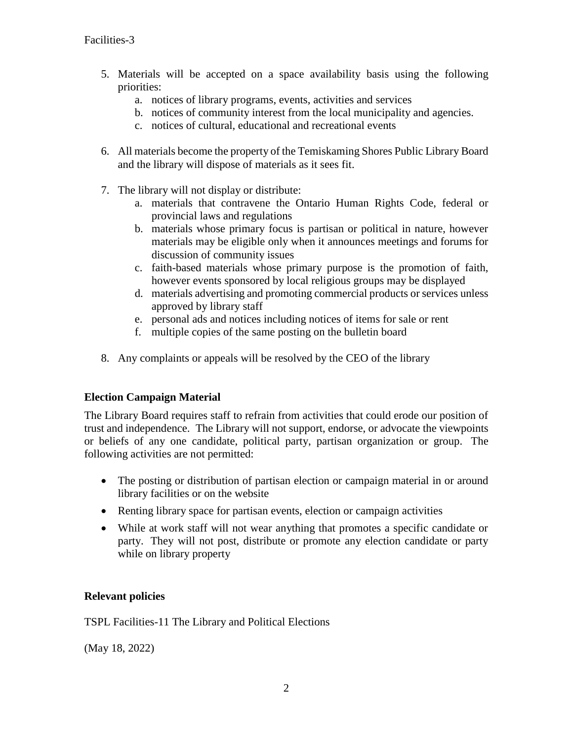5. Materials will be accepted on a space availability basis using the following priorities:
   a. notices of library programs, events, activities and services
   b. notices of community interest from the local municipality and agencies.
   c. notices of cultural, educational and recreational events

6. All materials become the property of the Temiskaming Shores Public Library Board and the library will dispose of materials as it sees fit.

7. The library will not display or distribute:
   a. materials that contravene the Ontario Human Rights Code, federal or provincial laws and regulations
   b. materials whose primary focus is partisan or political in nature, however materials may be eligible only when it announces meetings and forums for discussion of community issues
   c. faith-based materials whose primary purpose is the promotion of faith, however events sponsored by local religious groups may be displayed
   d. materials advertising and promoting commercial products or services unless approved by library staff
   e. personal ads and notices including notices of items for sale or rent
   f. multiple copies of the same posting on the bulletin board

8. Any complaints or appeals will be resolved by the CEO of the library

**Election Campaign Material**

The Library Board requires staff to refrain from activities that could erode our position of trust and independence. The Library will not support, endorse, or advocate the viewpoints or beliefs of any one candidate, political party, partisan organization or group. The following activities are not permitted:

- The posting or distribution of partisan election or campaign material in or around library facilities or on the website
- Renting library space for partisan events, election or campaign activities
- While at work staff will not wear anything that promotes a specific candidate or party. They will not post, distribute or promote any election candidate or party while on library property

**Relevant policies**

TSPL Facilities-11 The Library and Political Elections

(May 18, 2022)